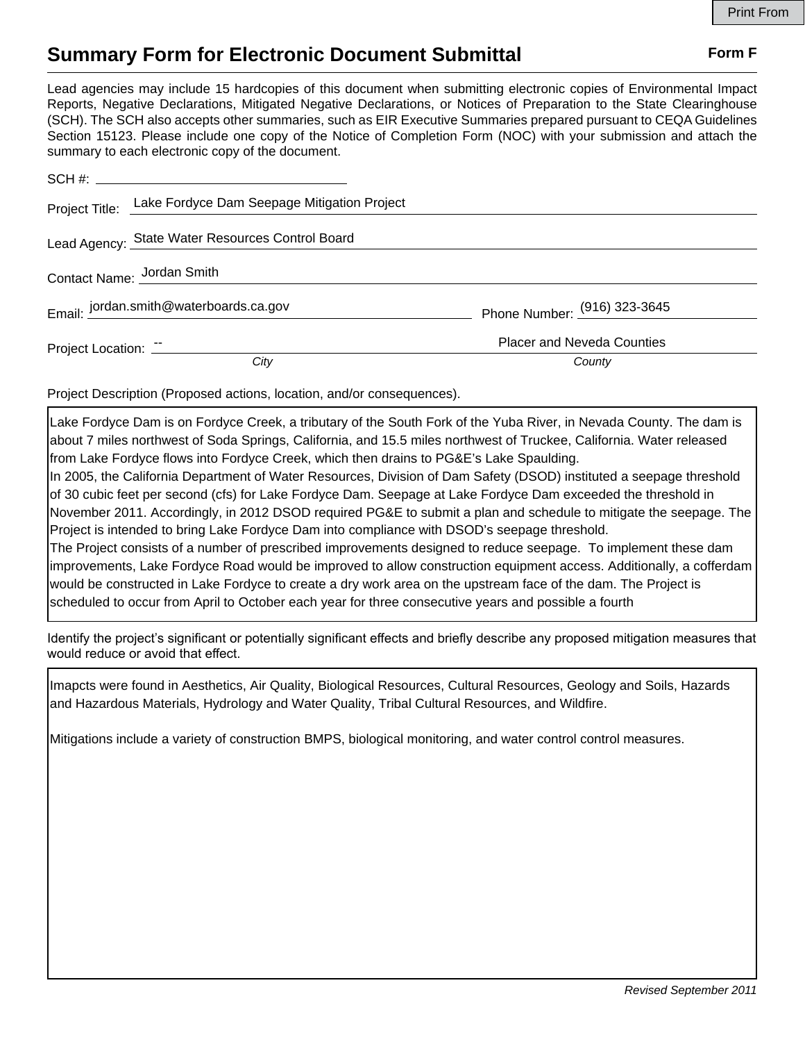# Summary Form for Electronic Document Submittal

**Form F**

Lead agencies may include 15 hardcopies of this document when submitting electronic copies of Environmental Impact Reports, Negative Declarations, Mitigated Negative Declarations, or Notices of Preparation to the State Clearinghouse (SCH). The SCH also accepts other summaries, such as EIR Executive Summaries prepared pursuant to CEQA Guidelines Section 15123. Please include one copy of the Notice of Completion Form (NOC) with your submission and attach the summary to each electronic copy of the document.

SCH #: 

Project Title: Lake Fordyce Dam Seepage Mitigation Project

Lead Agency: State Water Resources Control Board

Contact Name: Jordan Smith

Email: jordan.smith@waterboards.ca.gov

Phone Number: (916) 323-3645

Project Location: -- (*City*) Placer and Neveda Counties (*County*)

Project Description (Proposed actions, location, and/or consequences).

Lake Fordyce Dam is on Fordyce Creek, a tributary of the South Fork of the Yuba River, in Nevada County. The dam is about 7 miles northwest of Soda Springs, California, and 15.5 miles northwest of Truckee, California. Water released from Lake Fordyce flows into Fordyce Creek, which then drains to PG&E's Lake Spaulding.
In 2005, the California Department of Water Resources, Division of Dam Safety (DSOD) instituted a seepage threshold of 30 cubic feet per second (cfs) for Lake Fordyce Dam. Seepage at Lake Fordyce Dam exceeded the threshold in November 2011. Accordingly, in 2012 DSOD required PG&E to submit a plan and schedule to mitigate the seepage. The Project is intended to bring Lake Fordyce Dam into compliance with DSOD's seepage threshold.
The Project consists of a number of prescribed improvements designed to reduce seepage. To implement these dam improvements, Lake Fordyce Road would be improved to allow construction equipment access. Additionally, a cofferdam would be constructed in Lake Fordyce to create a dry work area on the upstream face of the dam. The Project is scheduled to occur from April to October each year for three consecutive years and possible a fourth

Identify the project's significant or potentially significant effects and briefly describe any proposed mitigation measures that would reduce or avoid that effect.

Imapcts were found in Aesthetics, Air Quality, Biological Resources, Cultural Resources, Geology and Soils, Hazards and Hazardous Materials, Hydrology and Water Quality, Tribal Cultural Resources, and Wildfire.

Mitigations include a variety of construction BMPS, biological monitoring, and water control control measures.

*Revised September 2011*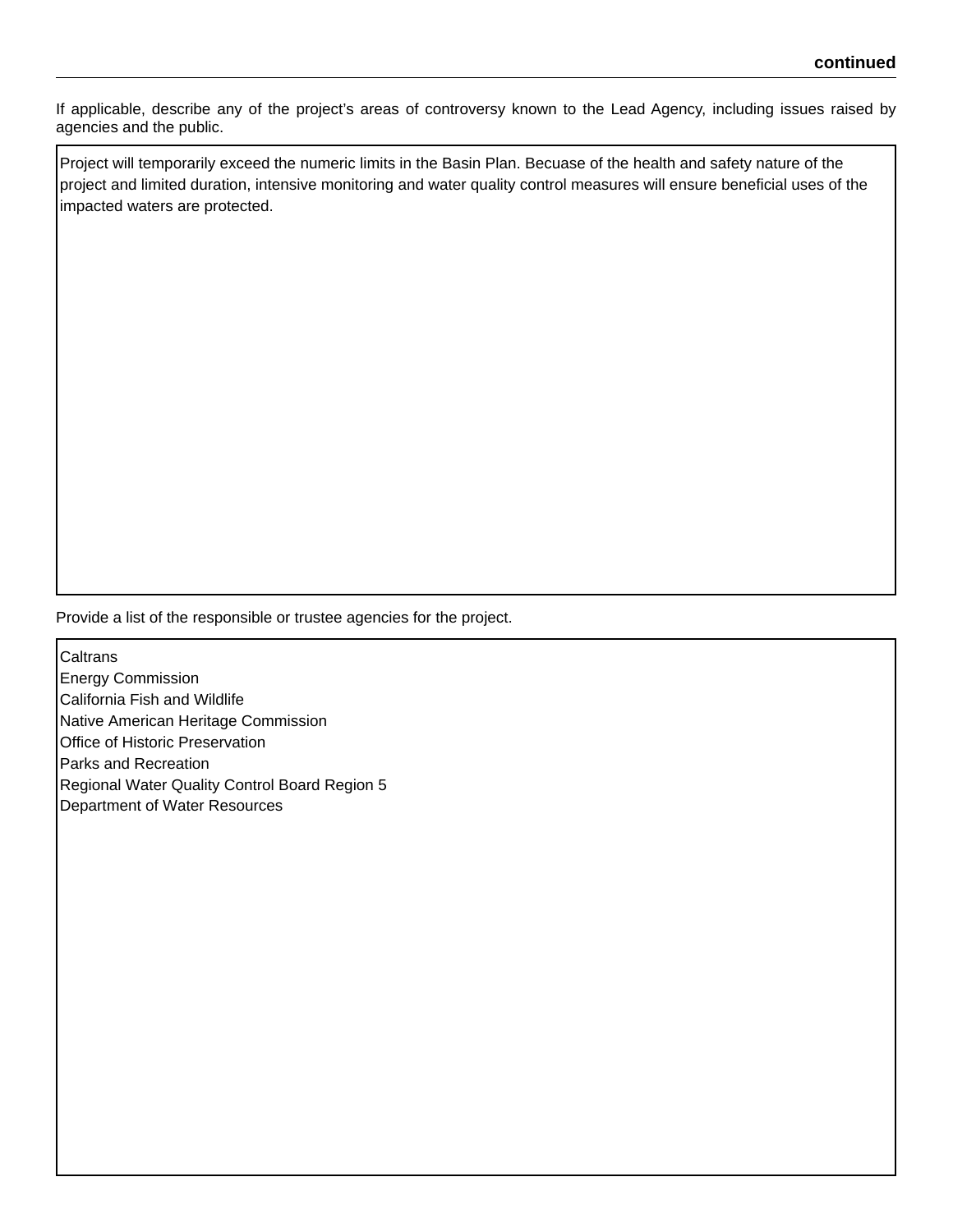**continued**

If applicable, describe any of the project's areas of controversy known to the Lead Agency, including issues raised by agencies and the public.

Project will temporarily exceed the numeric limits in the Basin Plan. Becuase of the health and safety nature of the project and limited duration, intensive monitoring and water quality control measures will ensure beneficial uses of the impacted waters are protected.

Provide a list of the responsible or trustee agencies for the project.

Caltrans
Energy Commission
California Fish and Wildlife
Native American Heritage Commission
Office of Historic Preservation
Parks and Recreation
Regional Water Quality Control Board Region 5
Department of Water Resources